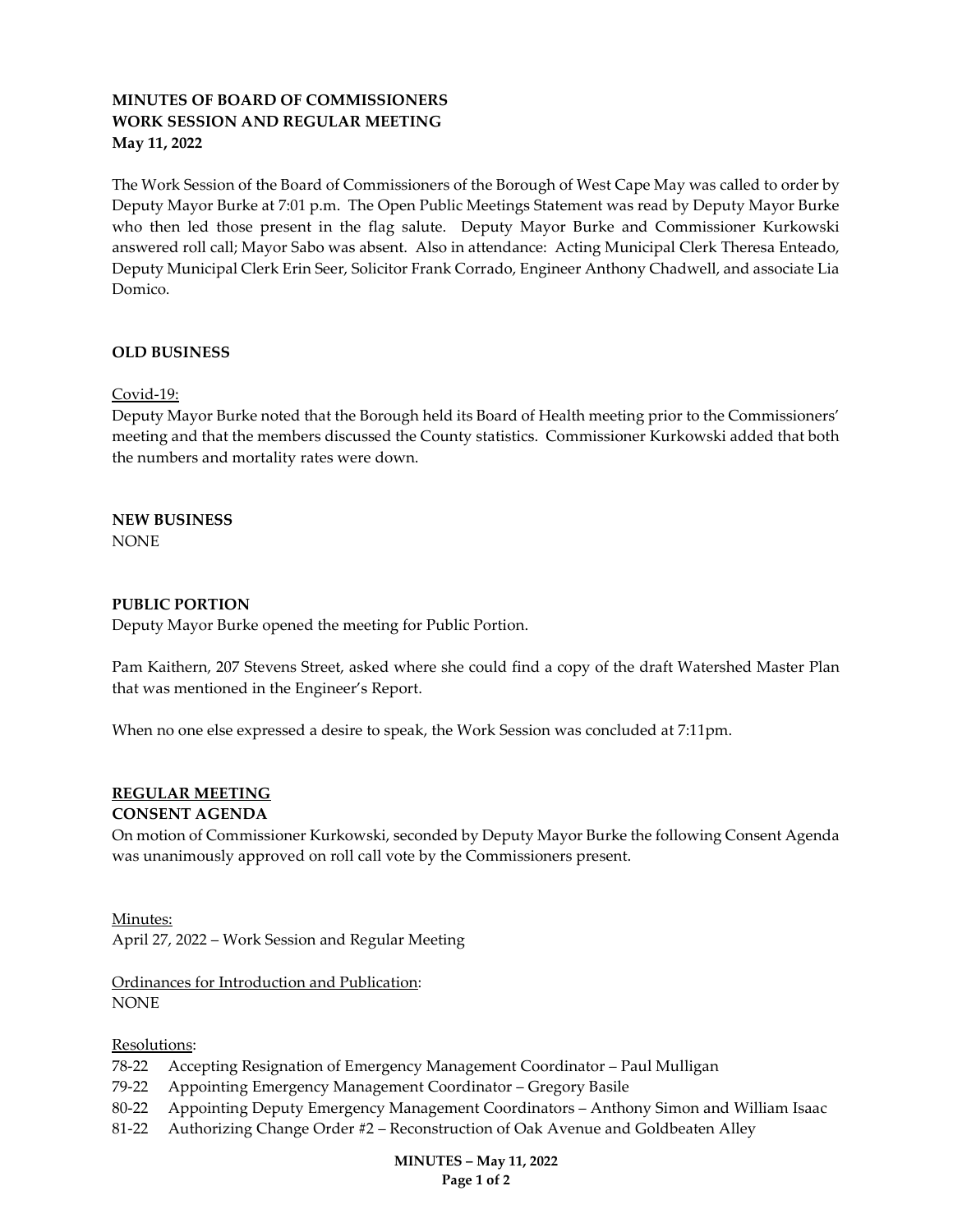**MINUTES OF BOARD OF COMMISSIONERS**
**WORK SESSION AND REGULAR MEETING**
**May 11, 2022**

The Work Session of the Board of Commissioners of the Borough of West Cape May was called to order by Deputy Mayor Burke at 7:01 p.m. The Open Public Meetings Statement was read by Deputy Mayor Burke who then led those present in the flag salute. Deputy Mayor Burke and Commissioner Kurkowski answered roll call; Mayor Sabo was absent. Also in attendance: Acting Municipal Clerk Theresa Enteado, Deputy Municipal Clerk Erin Seer, Solicitor Frank Corrado, Engineer Anthony Chadwell, and associate Lia Domico.

**OLD BUSINESS**

Covid-19:
Deputy Mayor Burke noted that the Borough held its Board of Health meeting prior to the Commissioners' meeting and that the members discussed the County statistics. Commissioner Kurkowski added that both the numbers and mortality rates were down.

**NEW BUSINESS**
NONE

**PUBLIC PORTION**
Deputy Mayor Burke opened the meeting for Public Portion.

Pam Kaithern, 207 Stevens Street, asked where she could find a copy of the draft Watershed Master Plan that was mentioned in the Engineer's Report.

When no one else expressed a desire to speak, the Work Session was concluded at 7:11pm.

**REGULAR MEETING**
**CONSENT AGENDA**
On motion of Commissioner Kurkowski, seconded by Deputy Mayor Burke the following Consent Agenda was unanimously approved on roll call vote by the Commissioners present.

Minutes:
April 27, 2022 – Work Session and Regular Meeting

Ordinances for Introduction and Publication:
NONE

Resolutions:
- 78-22 Accepting Resignation of Emergency Management Coordinator – Paul Mulligan
- 79-22 Appointing Emergency Management Coordinator – Gregory Basile
- 80-22 Appointing Deputy Emergency Management Coordinators – Anthony Simon and William Isaac
- 81-22 Authorizing Change Order #2 – Reconstruction of Oak Avenue and Goldbeaten Alley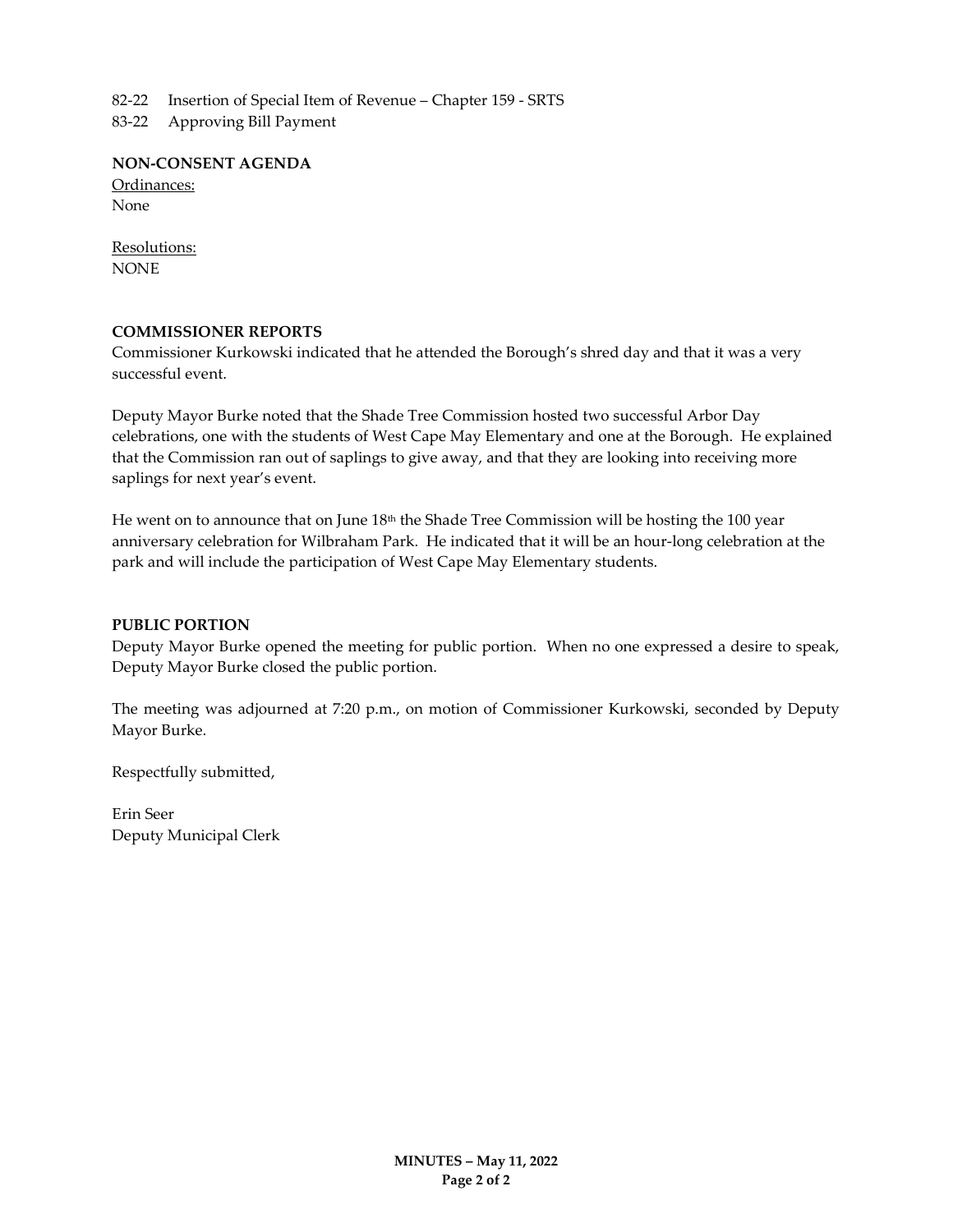82-22 Insertion of Special Item of Revenue – Chapter 159 - SRTS
83-22 Approving Bill Payment

**NON-CONSENT AGENDA**

Ordinances:
None

Resolutions:
NONE

**COMMISSIONER REPORTS**

Commissioner Kurkowski indicated that he attended the Borough's shred day and that it was a very successful event.

Deputy Mayor Burke noted that the Shade Tree Commission hosted two successful Arbor Day celebrations, one with the students of West Cape May Elementary and one at the Borough. He explained that the Commission ran out of saplings to give away, and that they are looking into receiving more saplings for next year's event.

He went on to announce that on June 18th the Shade Tree Commission will be hosting the 100 year anniversary celebration for Wilbraham Park. He indicated that it will be an hour-long celebration at the park and will include the participation of West Cape May Elementary students.

**PUBLIC PORTION**

Deputy Mayor Burke opened the meeting for public portion. When no one expressed a desire to speak, Deputy Mayor Burke closed the public portion.

The meeting was adjourned at 7:20 p.m., on motion of Commissioner Kurkowski, seconded by Deputy Mayor Burke.

Respectfully submitted,

Erin Seer
Deputy Municipal Clerk